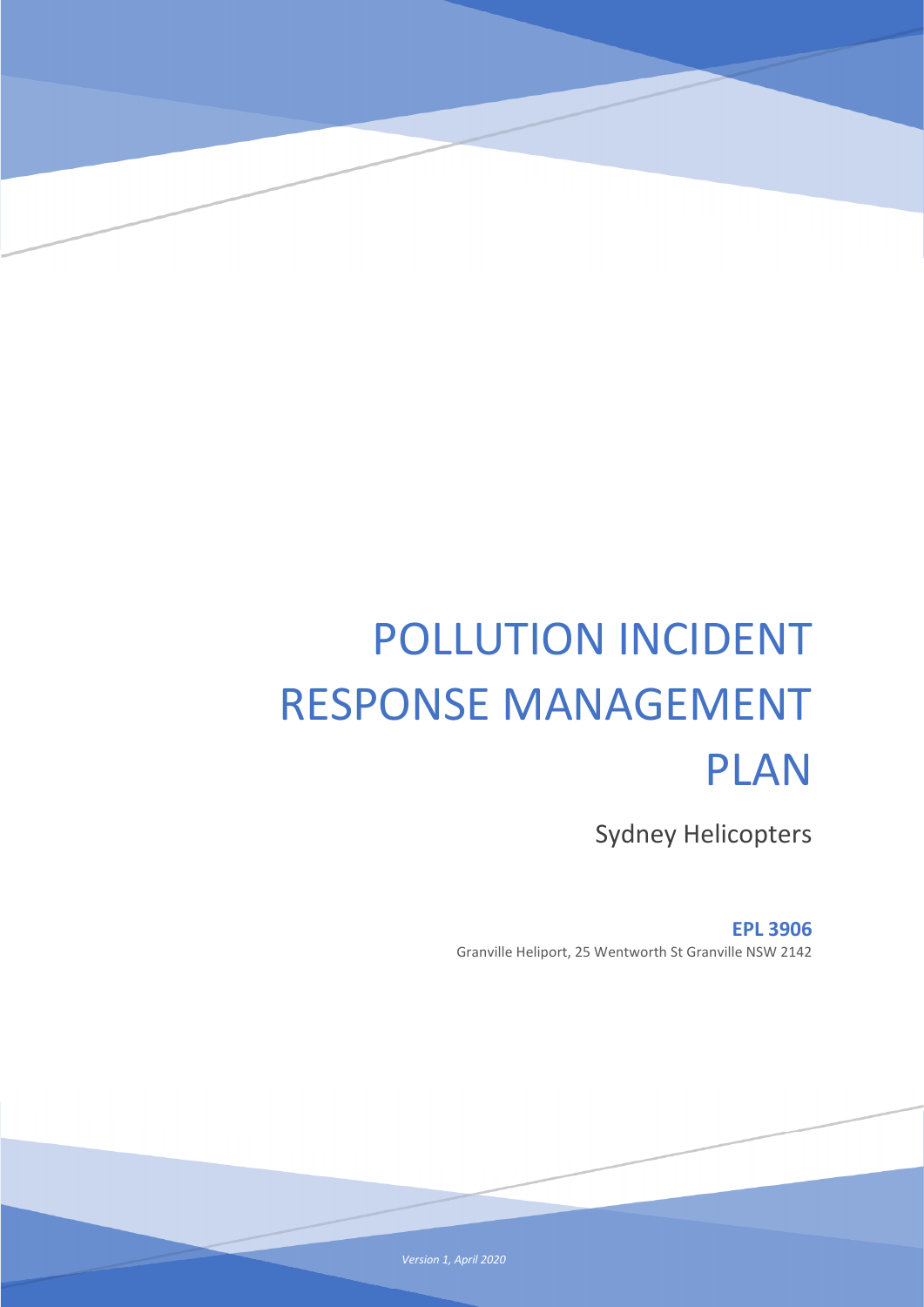# POLLUTION INCIDENT RESPONSE MANAGEMENT PLAN

Sydney Helicopters

**EPL 3906**

Granville Heliport, 25 Wentworth St Granville NSW 2142

*Version 1, April 2020*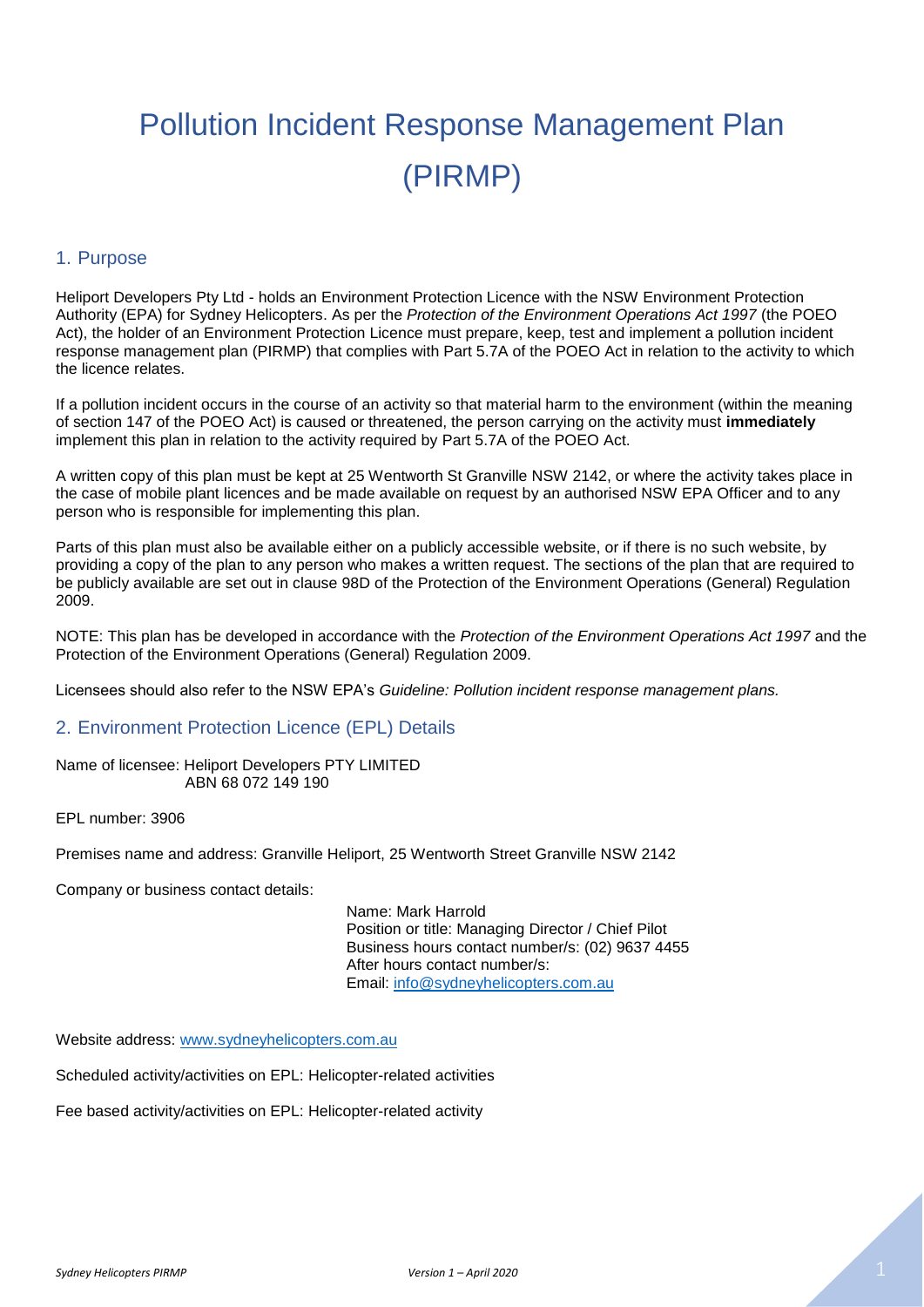# Pollution Incident Response Management Plan (PIRMP)

## 1. Purpose

Heliport Developers Pty Ltd - holds an Environment Protection Licence with the NSW Environment Protection Authority (EPA) for Sydney Helicopters. As per the *Protection of the Environment Operations Act 1997* (the POEO Act), the holder of an Environment Protection Licence must prepare, keep, test and implement a pollution incident response management plan (PIRMP) that complies with Part 5.7A of the POEO Act in relation to the activity to which the licence relates.

If a pollution incident occurs in the course of an activity so that material harm to the environment (within the meaning of section 147 of the POEO Act) is caused or threatened, the person carrying on the activity must **immediately** implement this plan in relation to the activity required by Part 5.7A of the POEO Act.

A written copy of this plan must be kept at 25 Wentworth St Granville NSW 2142, or where the activity takes place in the case of mobile plant licences and be made available on request by an authorised NSW EPA Officer and to any person who is responsible for implementing this plan.

Parts of this plan must also be available either on a publicly accessible website, or if there is no such website, by providing a copy of the plan to any person who makes a written request. The sections of the plan that are required to be publicly available are set out in clause 98D of the Protection of the Environment Operations (General) Regulation 2009.

NOTE: This plan has be developed in accordance with the *Protection of the Environment Operations Act 1997* and the Protection of the Environment Operations (General) Regulation 2009.

Licensees should also refer to the NSW EPA's *Guideline: Pollution incident response management plans.*

## 2. Environment Protection Licence (EPL) Details

Name of licensee: Heliport Developers PTY LIMITED
ABN 68 072 149 190

EPL number: 3906

Premises name and address: Granville Heliport, 25 Wentworth Street Granville NSW 2142

Company or business contact details:

Name: Mark Harrold
Position or title: Managing Director / Chief Pilot
Business hours contact number/s: (02) 9637 4455
After hours contact number/s:
Email: info@sydneyhelicopters.com.au

Website address: www.sydneyhelicopters.com.au

Scheduled activity/activities on EPL: Helicopter-related activities

Fee based activity/activities on EPL: Helicopter-related activity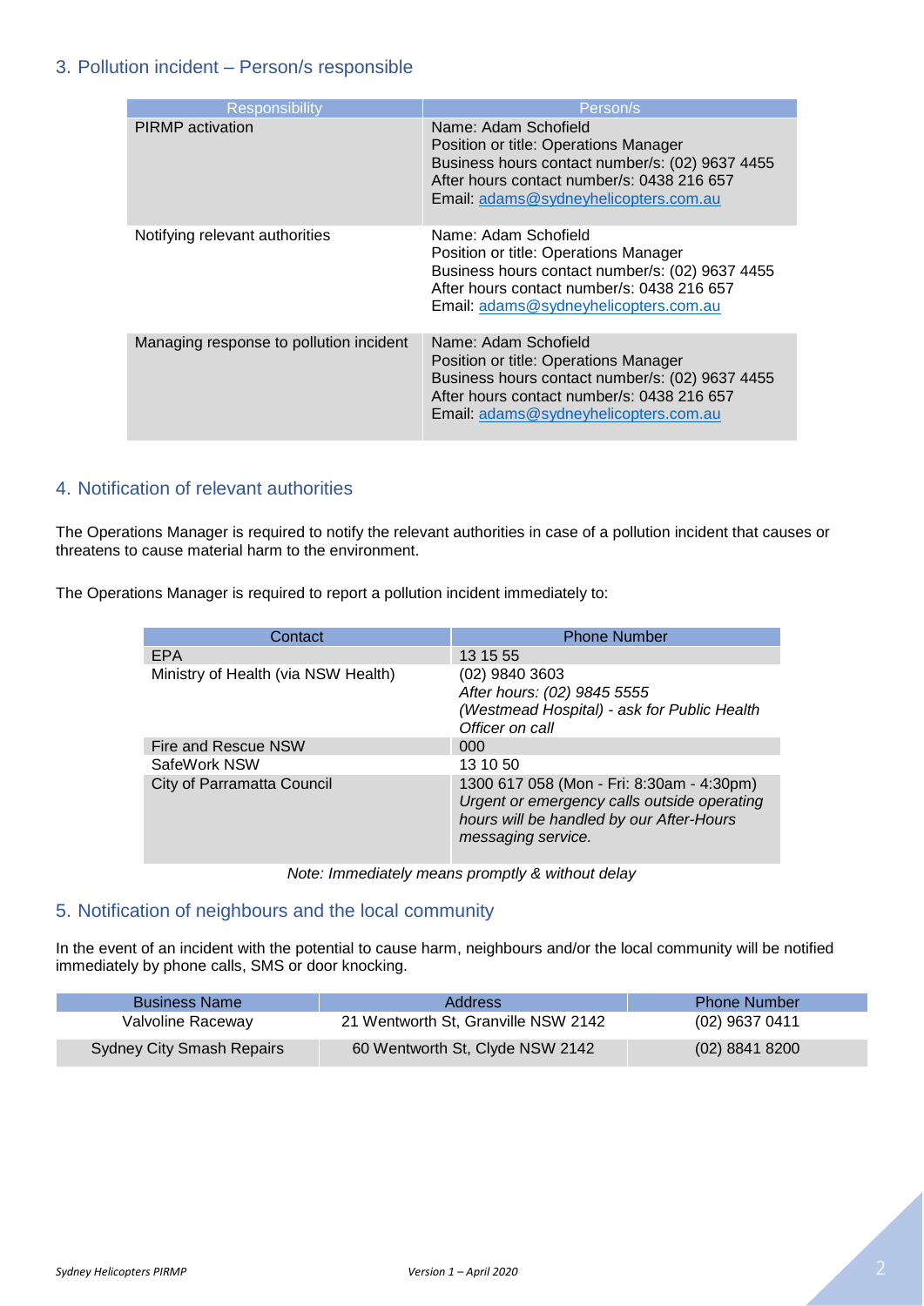## 3. Pollution incident – Person/s responsible

| Responsibility | Person/s |
|---|---|
| PIRMP activation | Name: Adam Schofield<br>Position or title: Operations Manager<br>Business hours contact number/s: (02) 9637 4455<br>After hours contact number/s: 0438 216 657<br>Email: adams@sydneyhelicopters.com.au |
| Notifying relevant authorities | Name: Adam Schofield<br>Position or title: Operations Manager<br>Business hours contact number/s: (02) 9637 4455<br>After hours contact number/s: 0438 216 657<br>Email: adams@sydneyhelicopters.com.au |
| Managing response to pollution incident | Name: Adam Schofield<br>Position or title: Operations Manager<br>Business hours contact number/s: (02) 9637 4455<br>After hours contact number/s: 0438 216 657<br>Email: adams@sydneyhelicopters.com.au |

## 4. Notification of relevant authorities

The Operations Manager is required to notify the relevant authorities in case of a pollution incident that causes or threatens to cause material harm to the environment.

The Operations Manager is required to report a pollution incident immediately to:

| Contact | Phone Number |
|---|---|
| EPA | 13 15 55 |
| Ministry of Health (via NSW Health) | (02) 9840 3603<br>*After hours: (02) 9845 5555*<br>*(Westmead Hospital) - ask for Public Health Officer on call* |
| Fire and Rescue NSW | 000 |
| SafeWork NSW | 13 10 50 |
| City of Parramatta Council | 1300 617 058 (Mon - Fri: 8:30am - 4:30pm)<br>*Urgent or emergency calls outside operating hours will be handled by our After-Hours messaging service.* |

*Note: Immediately means promptly & without delay*

## 5. Notification of neighbours and the local community

In the event of an incident with the potential to cause harm, neighbours and/or the local community will be notified immediately by phone calls, SMS or door knocking.

| Business Name | Address | Phone Number |
|---|---|---|
| Valvoline Raceway | 21 Wentworth St, Granville NSW 2142 | (02) 9637 0411 |
| Sydney City Smash Repairs | 60 Wentworth St, Clyde NSW 2142 | (02) 8841 8200 |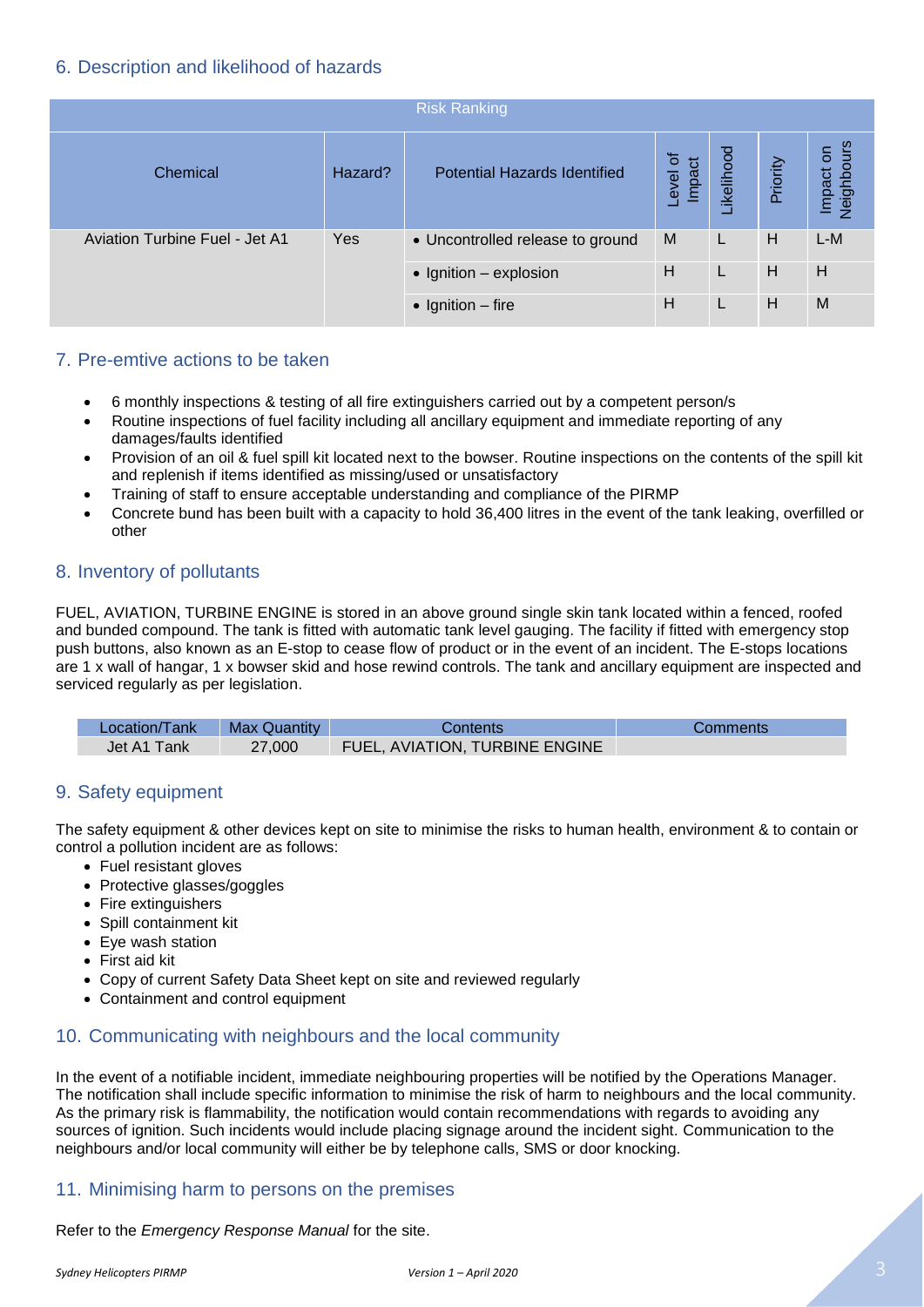## 6. Description and likelihood of hazards

| Risk Ranking | | | | | | |
|---|---|---|---|---|---|---|
| Chemical | Hazard? | Potential Hazards Identified | Level of Impact | Likelihood | Priority | Impact on Neighbours |
| Aviation Turbine Fuel - Jet A1 | Yes | • Uncontrolled release to ground | M | L | H | L-M |
| | | • Ignition – explosion | H | L | H | H |
| | | • Ignition – fire | H | L | H | M |

## 7. Pre-emtive actions to be taken

- 6 monthly inspections & testing of all fire extinguishers carried out by a competent person/s
- Routine inspections of fuel facility including all ancillary equipment and immediate reporting of any damages/faults identified
- Provision of an oil & fuel spill kit located next to the bowser. Routine inspections on the contents of the spill kit and replenish if items identified as missing/used or unsatisfactory
- Training of staff to ensure acceptable understanding and compliance of the PIRMP
- Concrete bund has been built with a capacity to hold 36,400 litres in the event of the tank leaking, overfilled or other

## 8. Inventory of pollutants

FUEL, AVIATION, TURBINE ENGINE is stored in an above ground single skin tank located within a fenced, roofed and bunded compound. The tank is fitted with automatic tank level gauging. The facility if fitted with emergency stop push buttons, also known as an E-stop to cease flow of product or in the event of an incident. The E-stops locations are 1 x wall of hangar, 1 x bowser skid and hose rewind controls. The tank and ancillary equipment are inspected and serviced regularly as per legislation.

| Location/Tank | Max Quantity | Contents | Comments |
|---|---|---|---|
| Jet A1 Tank | 27,000 | FUEL, AVIATION, TURBINE ENGINE | |

## 9. Safety equipment

The safety equipment & other devices kept on site to minimise the risks to human health, environment & to contain or control a pollution incident are as follows:

- Fuel resistant gloves
- Protective glasses/goggles
- Fire extinguishers
- Spill containment kit
- Eye wash station
- First aid kit
- Copy of current Safety Data Sheet kept on site and reviewed regularly
- Containment and control equipment

## 10. Communicating with neighbours and the local community

In the event of a notifiable incident, immediate neighbouring properties will be notified by the Operations Manager. The notification shall include specific information to minimise the risk of harm to neighbours and the local community. As the primary risk is flammability, the notification would contain recommendations with regards to avoiding any sources of ignition. Such incidents would include placing signage around the incident sight. Communication to the neighbours and/or local community will either be by telephone calls, SMS or door knocking.

## 11. Minimising harm to persons on the premises

Refer to the *Emergency Response Manual* for the site.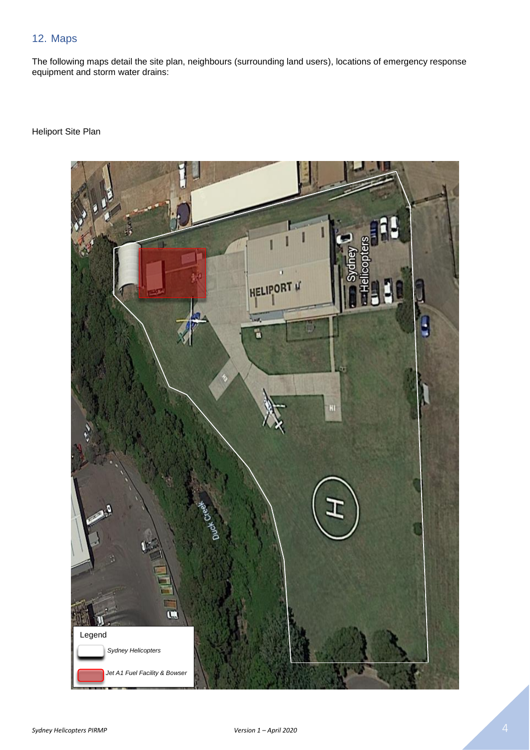## 12. Maps

The following maps detail the site plan, neighbours (surrounding land users), locations of emergency response equipment and storm water drains:

Heliport Site Plan

Legend

*Sydney Helicopters*

*Jet A1 Fuel Facility & Bowser*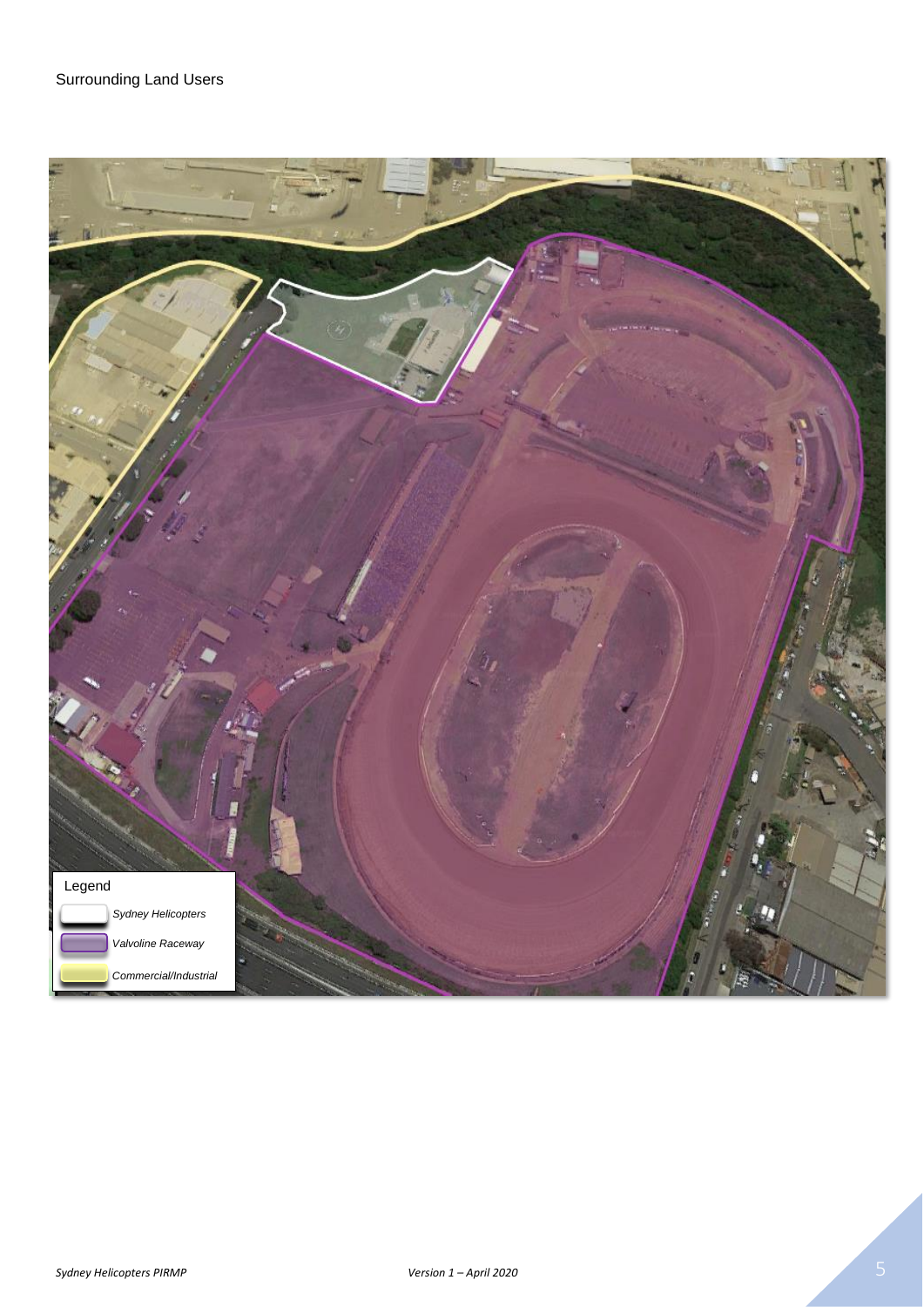Surrounding Land Users

Legend

*Sydney Helicopters*

*Valvoline Raceway*

*Commercial/Industrial*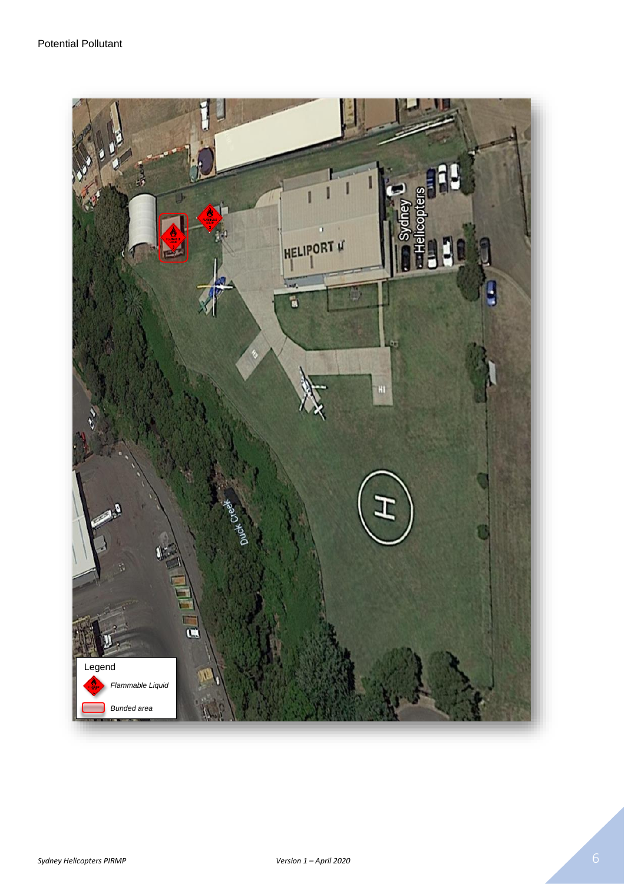Potential Pollutant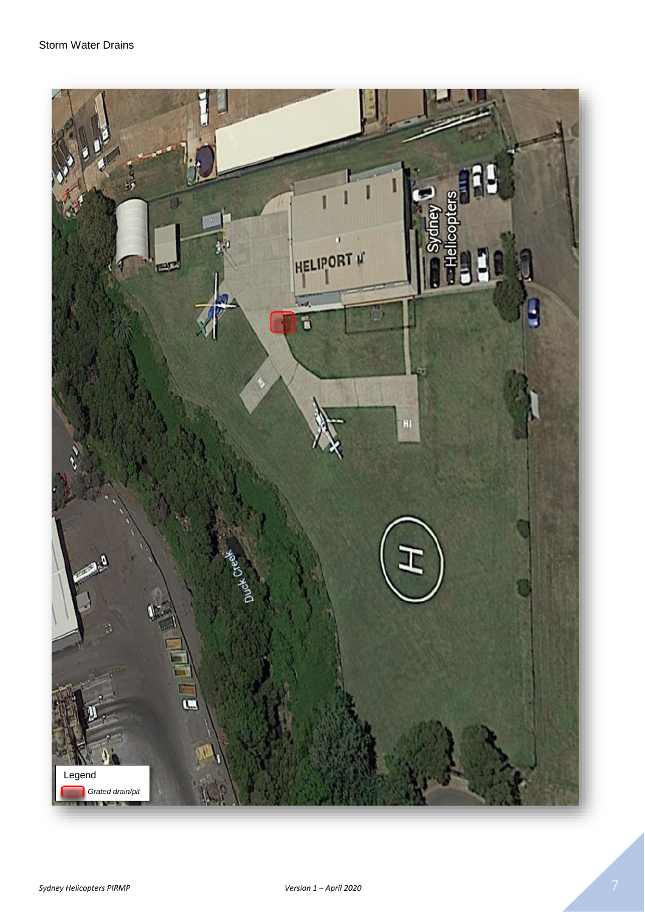Storm Water Drains

Legend

*Grated drain/pit*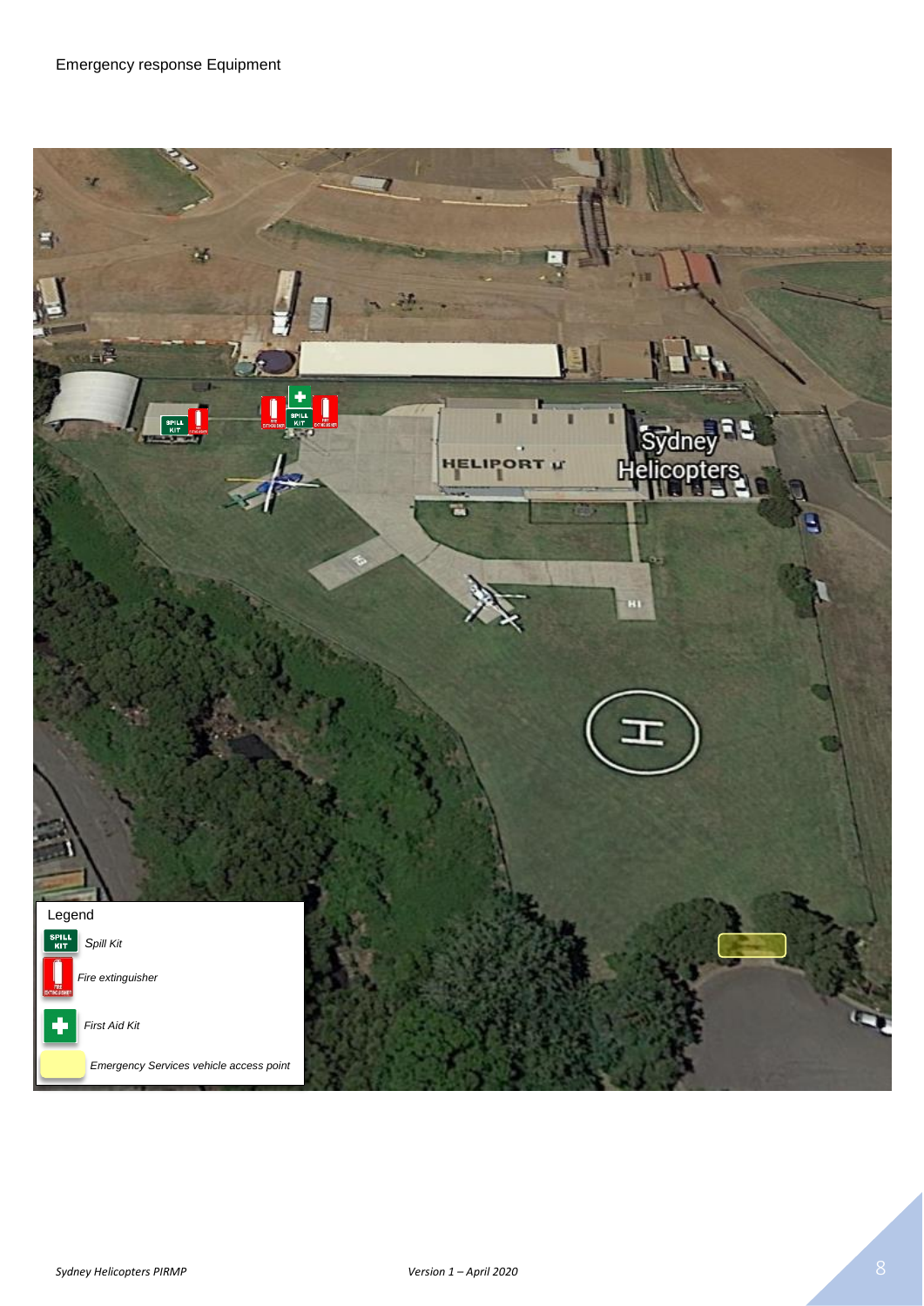Emergency response Equipment

Legend

SPILL KIT *Spill Kit*

*Fire extinguisher*

*First Aid Kit*

*Emergency Services vehicle access point*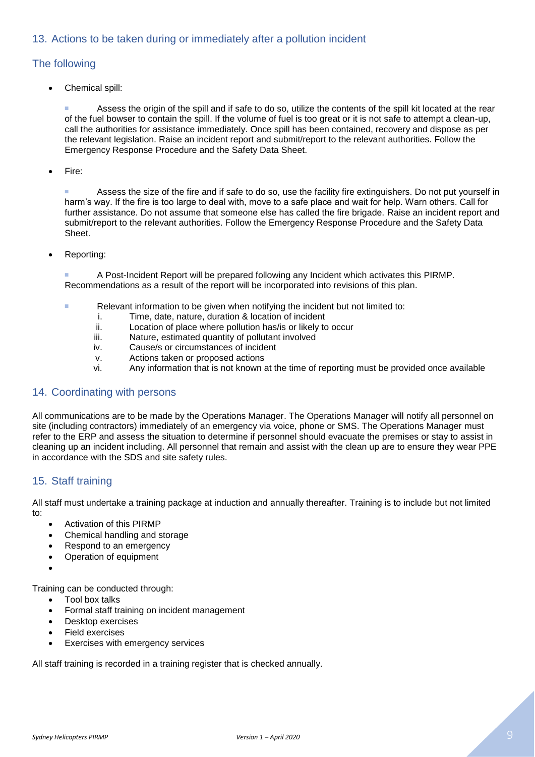## 13. Actions to be taken during or immediately after a pollution incident

### The following

- Chemical spill:

  - Assess the origin of the spill and if safe to do so, utilize the contents of the spill kit located at the rear of the fuel bowser to contain the spill. If the volume of fuel is too great or it is not safe to attempt a clean-up, call the authorities for assistance immediately. Once spill has been contained, recovery and dispose as per the relevant legislation. Raise an incident report and submit/report to the relevant authorities. Follow the Emergency Response Procedure and the Safety Data Sheet.

- Fire:

  - Assess the size of the fire and if safe to do so, use the facility fire extinguishers. Do not put yourself in harm's way. If the fire is too large to deal with, move to a safe place and wait for help. Warn others. Call for further assistance. Do not assume that someone else has called the fire brigade. Raise an incident report and submit/report to the relevant authorities. Follow the Emergency Response Procedure and the Safety Data Sheet.

- Reporting:

  - A Post-Incident Report will be prepared following any Incident which activates this PIRMP. Recommendations as a result of the report will be incorporated into revisions of this plan.

  - Relevant information to be given when notifying the incident but not limited to:
    1. Time, date, nature, duration & location of incident
    2. Location of place where pollution has/is or likely to occur
    3. Nature, estimated quantity of pollutant involved
    4. Cause/s or circumstances of incident
    5. Actions taken or proposed actions
    6. Any information that is not known at the time of reporting must be provided once available

## 14. Coordinating with persons

All communications are to be made by the Operations Manager. The Operations Manager will notify all personnel on site (including contractors) immediately of an emergency via voice, phone or SMS. The Operations Manager must refer to the ERP and assess the situation to determine if personnel should evacuate the premises or stay to assist in cleaning up an incident including. All personnel that remain and assist with the clean up are to ensure they wear PPE in accordance with the SDS and site safety rules.

## 15. Staff training

All staff must undertake a training package at induction and annually thereafter. Training is to include but not limited to:

- Activation of this PIRMP
- Chemical handling and storage
- Respond to an emergency
- Operation of equipment

Training can be conducted through:

- Tool box talks
- Formal staff training on incident management
- Desktop exercises
- Field exercises
- Exercises with emergency services

All staff training is recorded in a training register that is checked annually.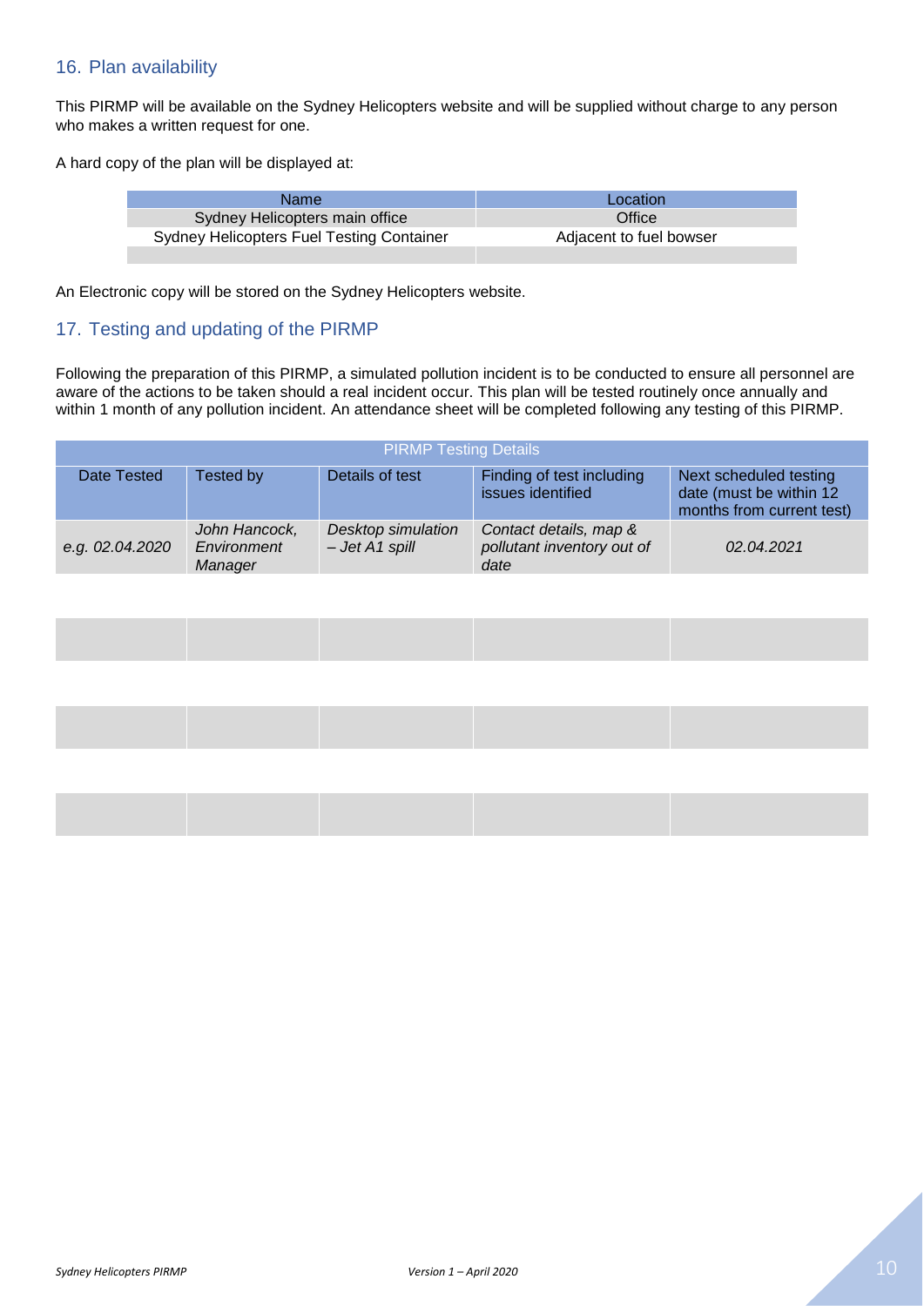## 16. Plan availability

This PIRMP will be available on the Sydney Helicopters website and will be supplied without charge to any person who makes a written request for one.

A hard copy of the plan will be displayed at:

| Name | Location |
| --- | --- |
| Sydney Helicopters main office | Office |
| Sydney Helicopters Fuel Testing Container | Adjacent to fuel bowser |
| | |

An Electronic copy will be stored on the Sydney Helicopters website.

## 17. Testing and updating of the PIRMP

Following the preparation of this PIRMP, a simulated pollution incident is to be conducted to ensure all personnel are aware of the actions to be taken should a real incident occur. This plan will be tested routinely once annually and within 1 month of any pollution incident. An attendance sheet will be completed following any testing of this PIRMP.

| PIRMP Testing Details | | | | |
| --- | --- | --- | --- | --- |
| Date Tested | Tested by | Details of test | Finding of test including issues identified | Next scheduled testing date (must be within 12 months from current test) |
| *e.g. 02.04.2020* | *John Hancock, Environment Manager* | *Desktop simulation – Jet A1 spill* | *Contact details, map & pollutant inventory out of date* | *02.04.2021* |
| | | | | |
| | | | | |
| | | | | |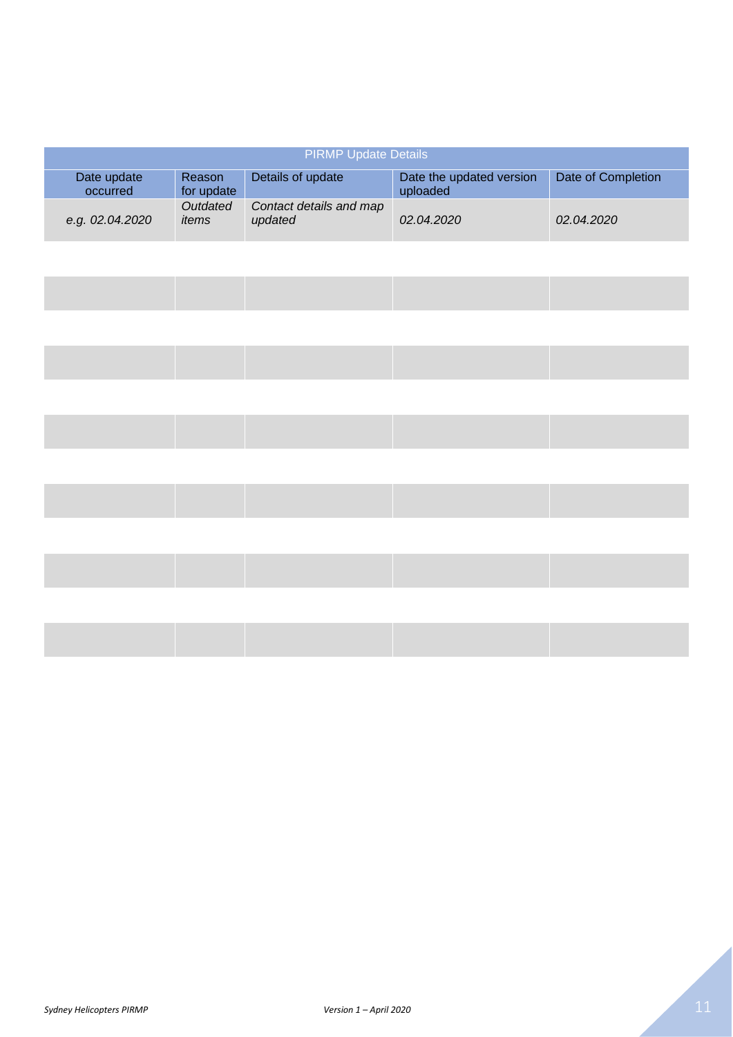| PIRMP Update Details | | | | |
|---|---|---|---|---|
| Date update occurred | Reason for update | Details of update | Date the updated version uploaded | Date of Completion |
| *e.g. 02.04.2020* | *Outdated items* | *Contact details and map updated* | *02.04.2020* | *02.04.2020* |
| | | | | |
| | | | | |
| | | | | |
| | | | | |
| | | | | |
| | | | | |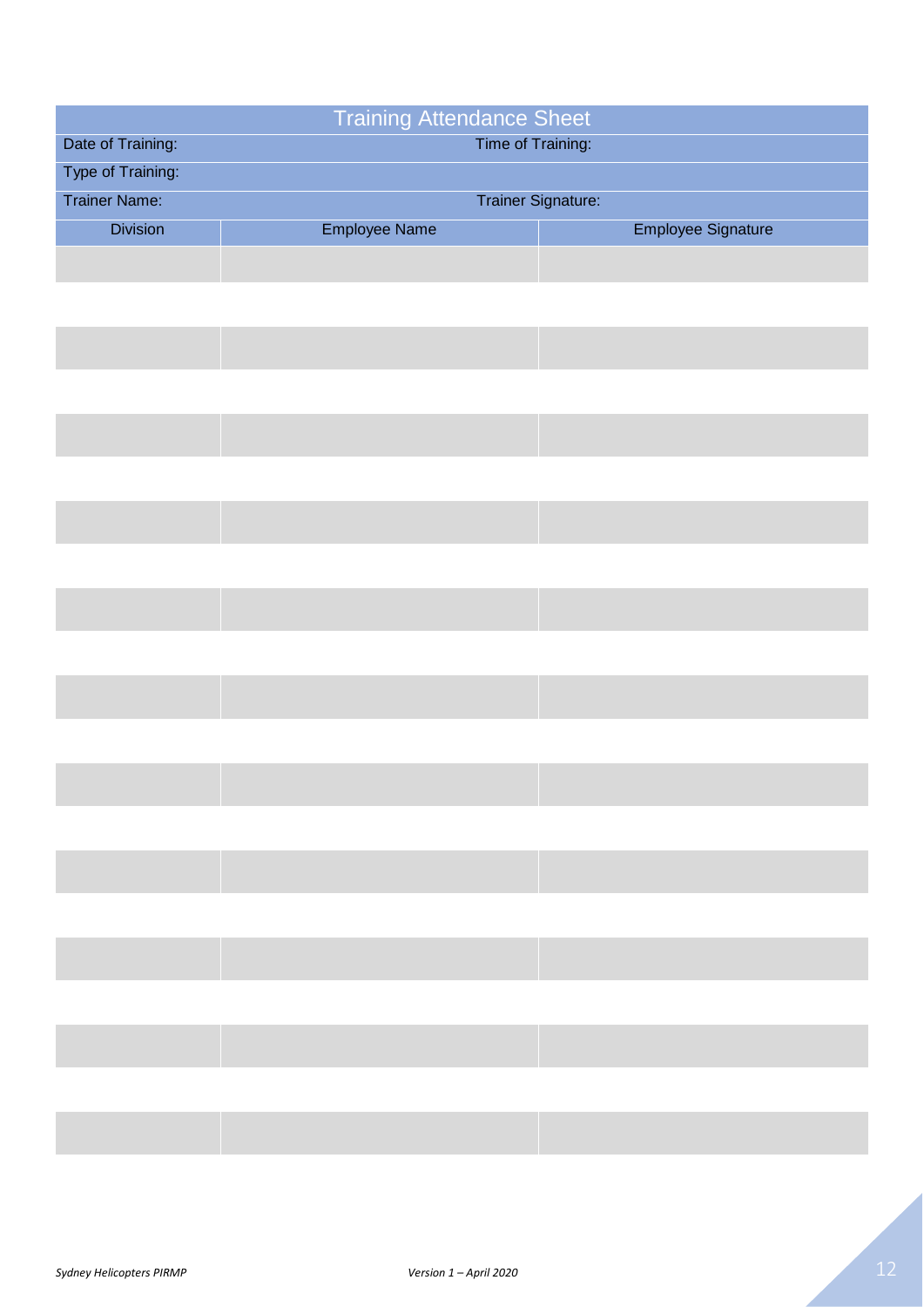## Training Attendance Sheet

Date of Training: Time of Training:

Type of Training:

Trainer Name: Trainer Signature:

| Division | Employee Name | Employee Signature |
|---|---|---|
| | | |
| | | |
| | | |
| | | |
| | | |
| | | |
| | | |
| | | |
| | | |
| | | |
| | | |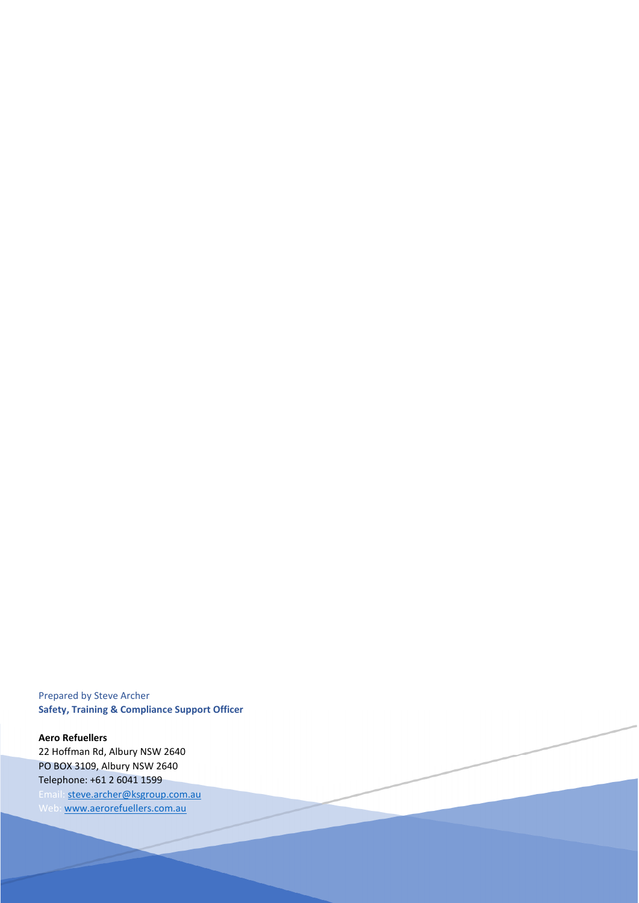Prepared by Steve Archer
**Safety, Training & Compliance Support Officer**

**Aero Refuellers**
22 Hoffman Rd, Albury NSW 2640
PO BOX 3109, Albury NSW 2640
Telephone: +61 2 6041 1599
Email: steve.archer@ksgroup.com.au
Web: www.aerorefuellers.com.au